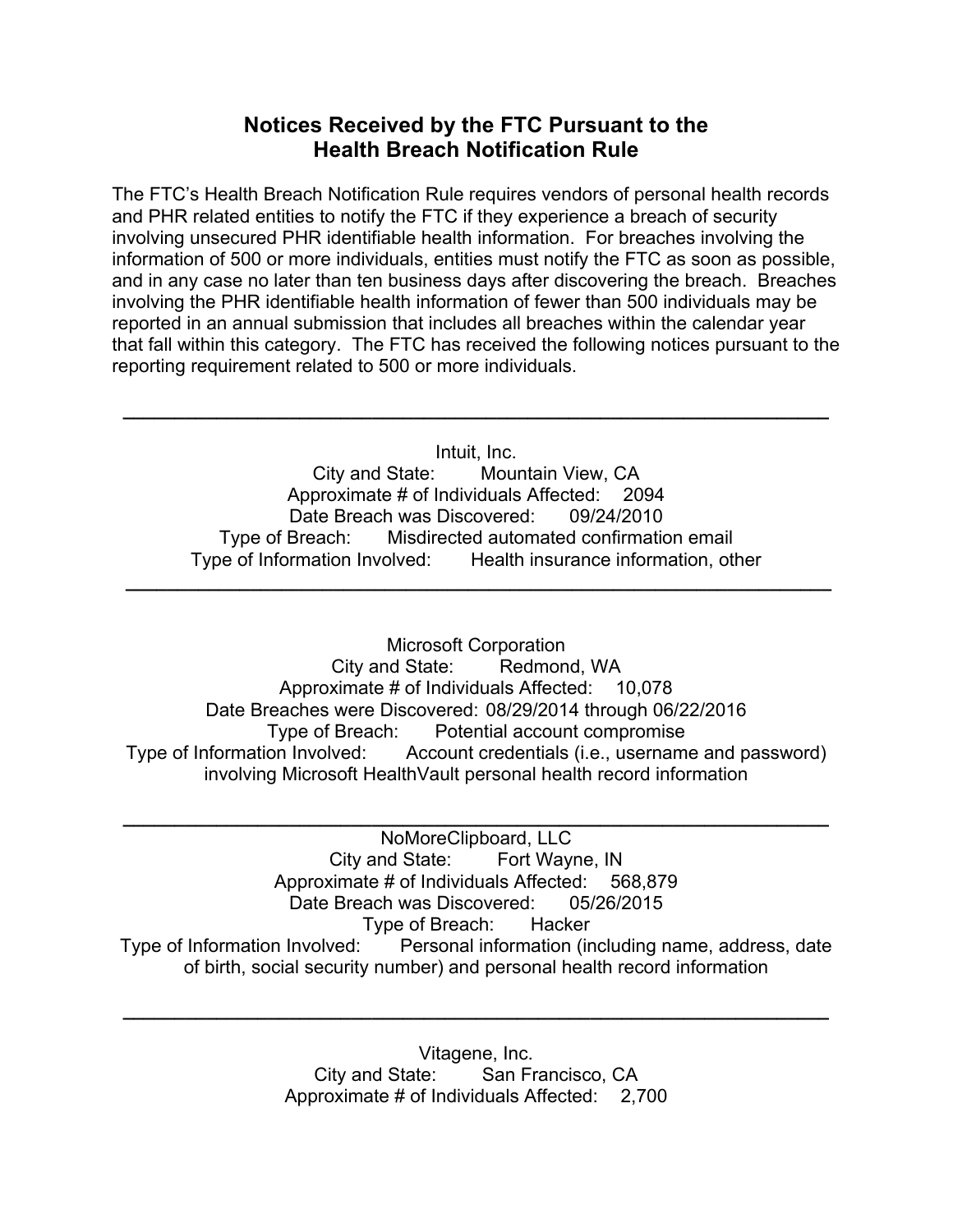# Notices Received by the FTC Pursuant to the Health Breach Notification Rule

The FTC's Health Breach Notification Rule requires vendors of personal health records and PHR related entities to notify the FTC if they experience a breach of security involving unsecured PHR identifiable health information. For breaches involving the information of 500 or more individuals, entities must notify the FTC as soon as possible, and in any case no later than ten business days after discovering the breach. Breaches involving the PHR identifiable health information of fewer than 500 individuals may be reported in an annual submission that includes all breaches within the calendar year that fall within this category. The FTC has received the following notices pursuant to the reporting requirement related to 500 or more individuals.

---

Intuit, Inc.
City and State: Mountain View, CA
Approximate # of Individuals Affected: 2094
Date Breach was Discovered: 09/24/2010
Type of Breach: Misdirected automated confirmation email
Type of Information Involved: Health insurance information, other

---

Microsoft Corporation
City and State: Redmond, WA
Approximate # of Individuals Affected: 10,078
Date Breaches were Discovered: 08/29/2014 through 06/22/2016
Type of Breach: Potential account compromise
Type of Information Involved: Account credentials (i.e., username and password) involving Microsoft HealthVault personal health record information

---

NoMoreClipboard, LLC
City and State: Fort Wayne, IN
Approximate # of Individuals Affected: 568,879
Date Breach was Discovered: 05/26/2015
Type of Breach: Hacker
Type of Information Involved: Personal information (including name, address, date of birth, social security number) and personal health record information

---

Vitagene, Inc.
City and State: San Francisco, CA
Approximate # of Individuals Affected: 2,700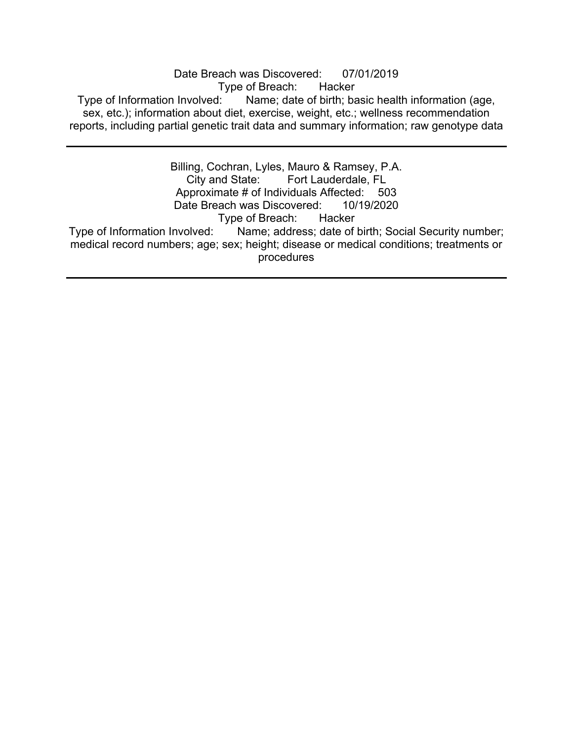Date Breach was Discovered: 07/01/2019
Type of Breach: Hacker
Type of Information Involved: Name; date of birth; basic health information (age, sex, etc.); information about diet, exercise, weight, etc.; wellness recommendation reports, including partial genetic trait data and summary information; raw genotype data

---

Billing, Cochran, Lyles, Mauro & Ramsey, P.A.
City and State: Fort Lauderdale, FL
Approximate # of Individuals Affected: 503
Date Breach was Discovered: 10/19/2020
Type of Breach: Hacker
Type of Information Involved: Name; address; date of birth; Social Security number; medical record numbers; age; sex; height; disease or medical conditions; treatments or procedures

---